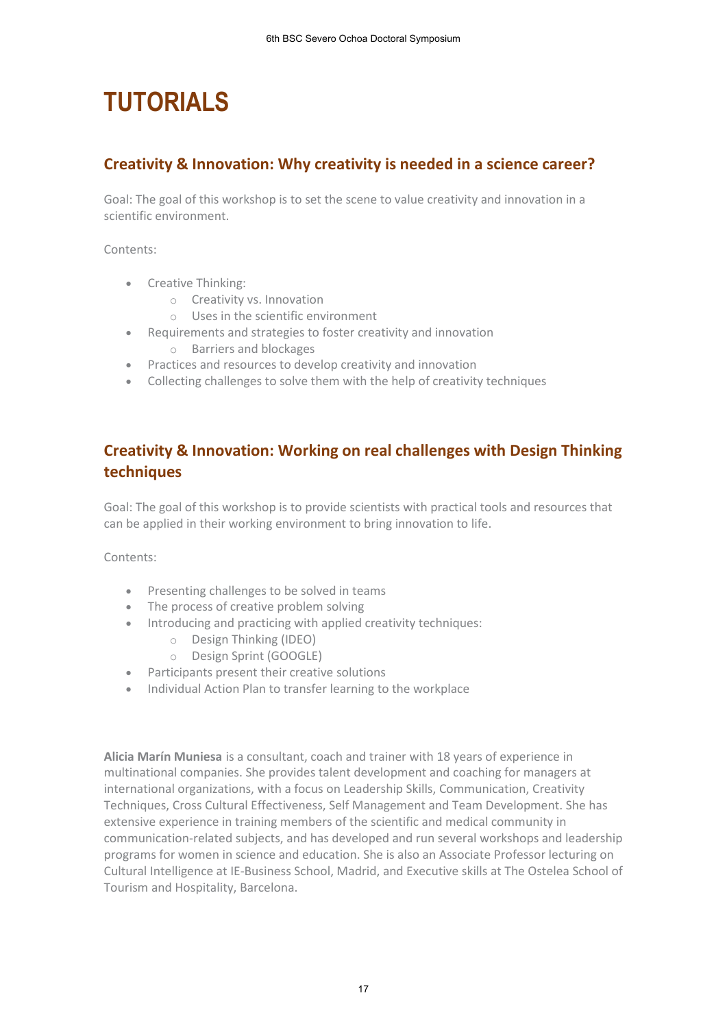# TUTORIALS

## Creativity & Innovation: Why creativity is needed in a science career?

Goal: The goal of this workshop is to set the scene to value creativity and innovation in a scientific environment.

Contents:

- Creative Thinking:
  - Creativity vs. Innovation
  - Uses in the scientific environment
- Requirements and strategies to foster creativity and innovation
  - Barriers and blockages
- Practices and resources to develop creativity and innovation
- Collecting challenges to solve them with the help of creativity techniques

## Creativity & Innovation: Working on real challenges with Design Thinking techniques

Goal: The goal of this workshop is to provide scientists with practical tools and resources that can be applied in their working environment to bring innovation to life.

Contents:

- Presenting challenges to be solved in teams
- The process of creative problem solving
- Introducing and practicing with applied creativity techniques:
  - Design Thinking (IDEO)
  - Design Sprint (GOOGLE)
- Participants present their creative solutions
- Individual Action Plan to transfer learning to the workplace

**Alicia Marín Muniesa** is a consultant, coach and trainer with 18 years of experience in multinational companies. She provides talent development and coaching for managers at international organizations, with a focus on Leadership Skills, Communication, Creativity Techniques, Cross Cultural Effectiveness, Self Management and Team Development. She has extensive experience in training members of the scientific and medical community in communication-related subjects, and has developed and run several workshops and leadership programs for women in science and education. She is also an Associate Professor lecturing on Cultural Intelligence at IE-Business School, Madrid, and Executive skills at The Ostelea School of Tourism and Hospitality, Barcelona.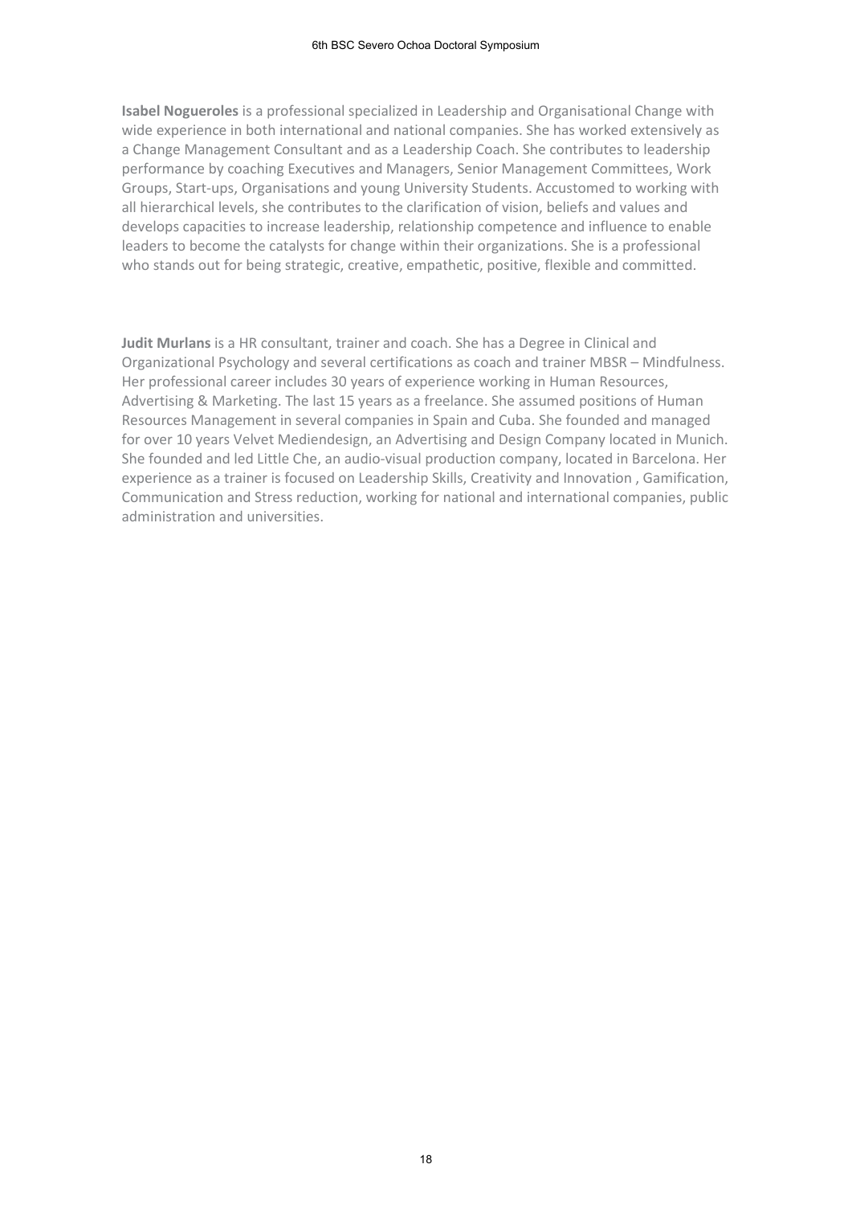**Isabel Nogueroles** is a professional specialized in Leadership and Organisational Change with wide experience in both international and national companies. She has worked extensively as a Change Management Consultant and as a Leadership Coach. She contributes to leadership performance by coaching Executives and Managers, Senior Management Committees, Work Groups, Start-ups, Organisations and young University Students. Accustomed to working with all hierarchical levels, she contributes to the clarification of vision, beliefs and values and develops capacities to increase leadership, relationship competence and influence to enable leaders to become the catalysts for change within their organizations. She is a professional who stands out for being strategic, creative, empathetic, positive, flexible and committed.

**Judit Murlans** is a HR consultant, trainer and coach. She has a Degree in Clinical and Organizational Psychology and several certifications as coach and trainer MBSR – Mindfulness. Her professional career includes 30 years of experience working in Human Resources, Advertising & Marketing. The last 15 years as a freelance. She assumed positions of Human Resources Management in several companies in Spain and Cuba. She founded and managed for over 10 years Velvet Mediendesign, an Advertising and Design Company located in Munich. She founded and led Little Che, an audio-visual production company, located in Barcelona. Her experience as a trainer is focused on Leadership Skills, Creativity and Innovation , Gamification, Communication and Stress reduction, working for national and international companies, public administration and universities.